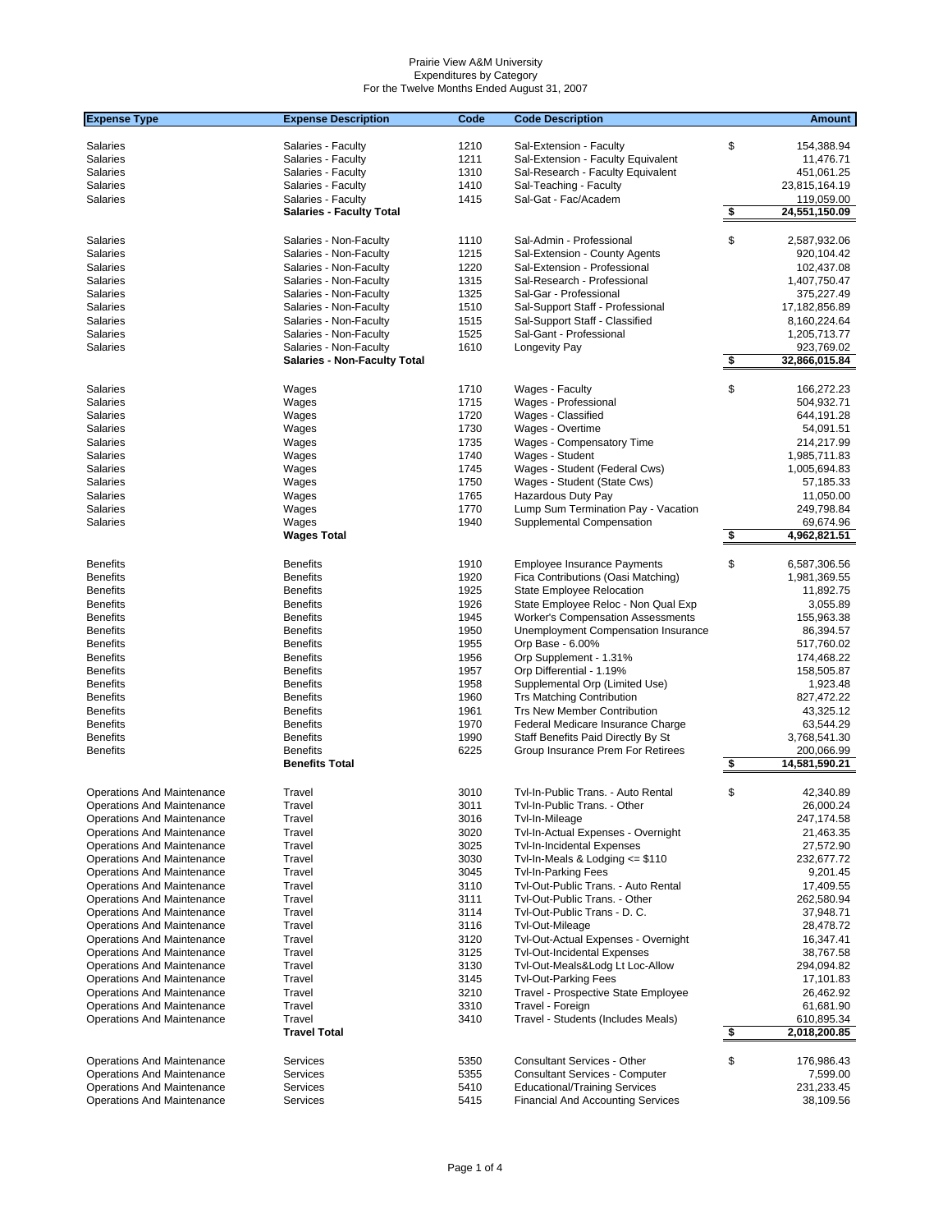Prairie View A&M University
Expenditures by Category
For the Twelve Months Ended August 31, 2007

| Expense Type | Expense Description | Code | Code Description | | Amount |
|---|---|---|---|---|---|
| Salaries | Salaries - Faculty | 1210 | Sal-Extension - Faculty | $ | 154,388.94 |
| Salaries | Salaries - Faculty | 1211 | Sal-Extension - Faculty Equivalent | | 11,476.71 |
| Salaries | Salaries - Faculty | 1310 | Sal-Research - Faculty Equivalent | | 451,061.25 |
| Salaries | Salaries - Faculty | 1410 | Sal-Teaching - Faculty | | 23,815,164.19 |
| Salaries | Salaries - Faculty | 1415 | Sal-Gat - Fac/Academ | | 119,059.00 |
| | **Salaries - Faculty Total** | | | **$** | **24,551,150.09** |
| Salaries | Salaries - Non-Faculty | 1110 | Sal-Admin - Professional | $ | 2,587,932.06 |
| Salaries | Salaries - Non-Faculty | 1215 | Sal-Extension - County Agents | | 920,104.42 |
| Salaries | Salaries - Non-Faculty | 1220 | Sal-Extension - Professional | | 102,437.08 |
| Salaries | Salaries - Non-Faculty | 1315 | Sal-Research - Professional | | 1,407,750.47 |
| Salaries | Salaries - Non-Faculty | 1325 | Sal-Gar - Professional | | 375,227.49 |
| Salaries | Salaries - Non-Faculty | 1510 | Sal-Support Staff - Professional | | 17,182,856.89 |
| Salaries | Salaries - Non-Faculty | 1515 | Sal-Support Staff - Classified | | 8,160,224.64 |
| Salaries | Salaries - Non-Faculty | 1525 | Sal-Gant - Professional | | 1,205,713.77 |
| Salaries | Salaries - Non-Faculty | 1610 | Longevity Pay | | 923,769.02 |
| | **Salaries - Non-Faculty Total** | | | **$** | **32,866,015.84** |
| Salaries | Wages | 1710 | Wages - Faculty | $ | 166,272.23 |
| Salaries | Wages | 1715 | Wages - Professional | | 504,932.71 |
| Salaries | Wages | 1720 | Wages - Classified | | 644,191.28 |
| Salaries | Wages | 1730 | Wages - Overtime | | 54,091.51 |
| Salaries | Wages | 1735 | Wages - Compensatory Time | | 214,217.99 |
| Salaries | Wages | 1740 | Wages - Student | | 1,985,711.83 |
| Salaries | Wages | 1745 | Wages - Student (Federal Cws) | | 1,005,694.83 |
| Salaries | Wages | 1750 | Wages - Student (State Cws) | | 57,185.33 |
| Salaries | Wages | 1765 | Hazardous Duty Pay | | 11,050.00 |
| Salaries | Wages | 1770 | Lump Sum Termination Pay - Vacation | | 249,798.84 |
| Salaries | Wages | 1940 | Supplemental Compensation | | 69,674.96 |
| | **Wages Total** | | | **$** | **4,962,821.51** |
| Benefits | Benefits | 1910 | Employee Insurance Payments | $ | 6,587,306.56 |
| Benefits | Benefits | 1920 | Fica Contributions (Oasi Matching) | | 1,981,369.55 |
| Benefits | Benefits | 1925 | State Employee Relocation | | 11,892.75 |
| Benefits | Benefits | 1926 | State Employee Reloc - Non Qual Exp | | 3,055.89 |
| Benefits | Benefits | 1945 | Worker's Compensation Assessments | | 155,963.38 |
| Benefits | Benefits | 1950 | Unemployment Compensation Insurance | | 86,394.57 |
| Benefits | Benefits | 1955 | Orp Base - 6.00% | | 517,760.02 |
| Benefits | Benefits | 1956 | Orp Supplement - 1.31% | | 174,468.22 |
| Benefits | Benefits | 1957 | Orp Differential - 1.19% | | 158,505.87 |
| Benefits | Benefits | 1958 | Supplemental Orp (Limited Use) | | 1,923.48 |
| Benefits | Benefits | 1960 | Trs Matching Contribution | | 827,472.22 |
| Benefits | Benefits | 1961 | Trs New Member Contribution | | 43,325.12 |
| Benefits | Benefits | 1970 | Federal Medicare Insurance Charge | | 63,544.29 |
| Benefits | Benefits | 1990 | Staff Benefits Paid Directly By St | | 3,768,541.30 |
| Benefits | Benefits | 6225 | Group Insurance Prem For Retirees | | 200,066.99 |
| | **Benefits Total** | | | **$** | **14,581,590.21** |
| Operations And Maintenance | Travel | 3010 | Tvl-In-Public Trans. - Auto Rental | $ | 42,340.89 |
| Operations And Maintenance | Travel | 3011 | Tvl-In-Public Trans. - Other | | 26,000.24 |
| Operations And Maintenance | Travel | 3016 | Tvl-In-Mileage | | 247,174.58 |
| Operations And Maintenance | Travel | 3020 | Tvl-In-Actual Expenses - Overnight | | 21,463.35 |
| Operations And Maintenance | Travel | 3025 | Tvl-In-Incidental Expenses | | 27,572.90 |
| Operations And Maintenance | Travel | 3030 | Tvl-In-Meals & Lodging <= $110 | | 232,677.72 |
| Operations And Maintenance | Travel | 3045 | Tvl-In-Parking Fees | | 9,201.45 |
| Operations And Maintenance | Travel | 3110 | Tvl-Out-Public Trans. - Auto Rental | | 17,409.55 |
| Operations And Maintenance | Travel | 3111 | Tvl-Out-Public Trans. - Other | | 262,580.94 |
| Operations And Maintenance | Travel | 3114 | Tvl-Out-Public Trans - D. C. | | 37,948.71 |
| Operations And Maintenance | Travel | 3116 | Tvl-Out-Mileage | | 28,478.72 |
| Operations And Maintenance | Travel | 3120 | Tvl-Out-Actual Expenses - Overnight | | 16,347.41 |
| Operations And Maintenance | Travel | 3125 | Tvl-Out-Incidental Expenses | | 38,767.58 |
| Operations And Maintenance | Travel | 3130 | Tvl-Out-Meals&Lodg Lt Loc-Allow | | 294,094.82 |
| Operations And Maintenance | Travel | 3145 | Tvl-Out-Parking Fees | | 17,101.83 |
| Operations And Maintenance | Travel | 3210 | Travel - Prospective State Employee | | 26,462.92 |
| Operations And Maintenance | Travel | 3310 | Travel - Foreign | | 61,681.90 |
| Operations And Maintenance | Travel | 3410 | Travel - Students (Includes Meals) | | 610,895.34 |
| | **Travel Total** | | | **$** | **2,018,200.85** |
| Operations And Maintenance | Services | 5350 | Consultant Services - Other | $ | 176,986.43 |
| Operations And Maintenance | Services | 5355 | Consultant Services - Computer | | 7,599.00 |
| Operations And Maintenance | Services | 5410 | Educational/Training Services | | 231,233.45 |
| Operations And Maintenance | Services | 5415 | Financial And Accounting Services | | 38,109.56 |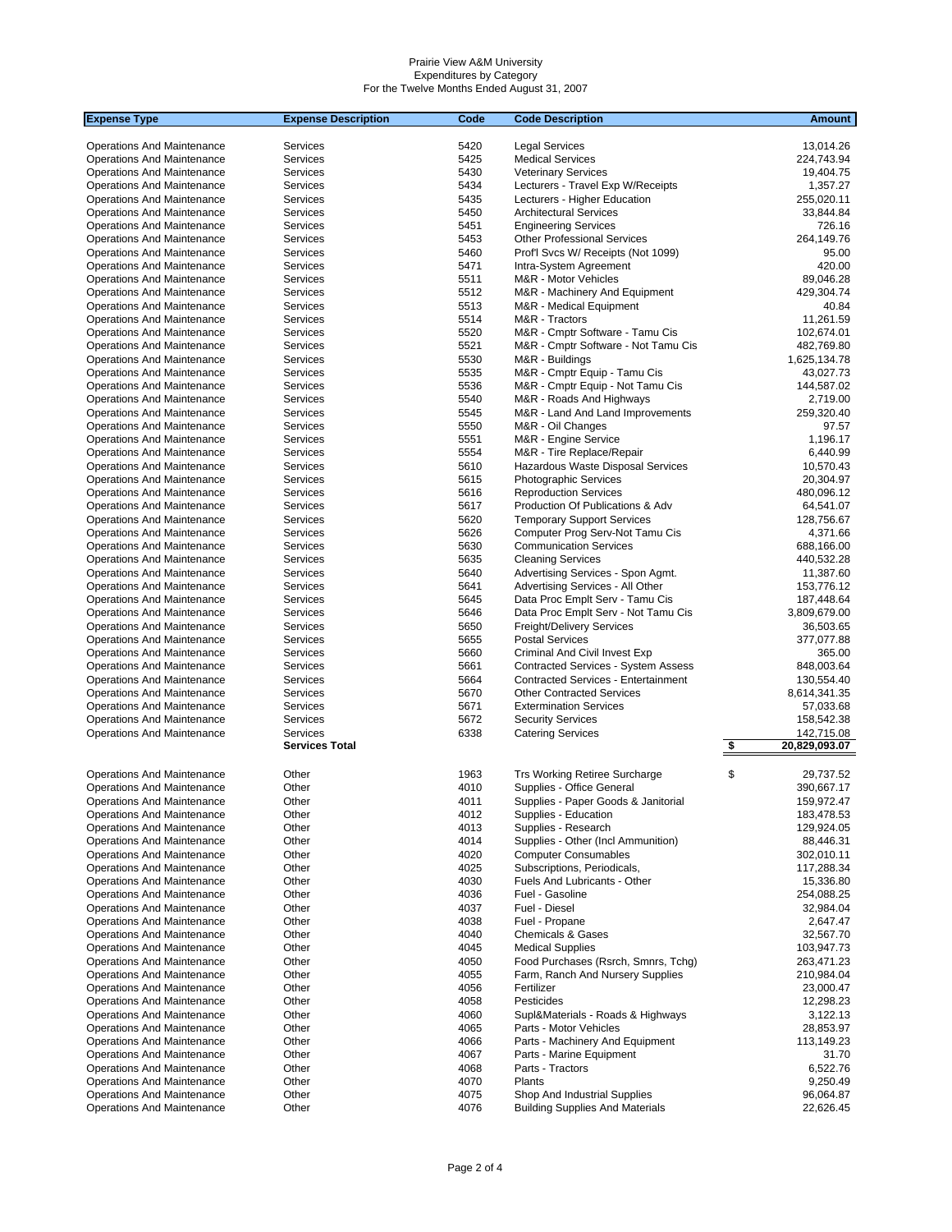Prairie View A&M University
Expenditures by Category
For the Twelve Months Ended August 31, 2007

| Expense Type | Expense Description | Code | Code Description | | Amount |
|---|---|---|---|---|---|
| Operations And Maintenance | Services | 5420 | Legal Services | | 13,014.26 |
| Operations And Maintenance | Services | 5425 | Medical Services | | 224,743.94 |
| Operations And Maintenance | Services | 5430 | Veterinary Services | | 19,404.75 |
| Operations And Maintenance | Services | 5434 | Lecturers - Travel Exp W/Receipts | | 1,357.27 |
| Operations And Maintenance | Services | 5435 | Lecturers - Higher Education | | 255,020.11 |
| Operations And Maintenance | Services | 5450 | Architectural Services | | 33,844.84 |
| Operations And Maintenance | Services | 5451 | Engineering Services | | 726.16 |
| Operations And Maintenance | Services | 5453 | Other Professional Services | | 264,149.76 |
| Operations And Maintenance | Services | 5460 | Prof'l Svcs W/ Receipts (Not 1099) | | 95.00 |
| Operations And Maintenance | Services | 5471 | Intra-System Agreement | | 420.00 |
| Operations And Maintenance | Services | 5511 | M&R - Motor Vehicles | | 89,046.28 |
| Operations And Maintenance | Services | 5512 | M&R - Machinery And Equipment | | 429,304.74 |
| Operations And Maintenance | Services | 5513 | M&R - Medical Equipment | | 40.84 |
| Operations And Maintenance | Services | 5514 | M&R - Tractors | | 11,261.59 |
| Operations And Maintenance | Services | 5520 | M&R - Cmptr Software - Tamu Cis | | 102,674.01 |
| Operations And Maintenance | Services | 5521 | M&R - Cmptr Software - Not Tamu Cis | | 482,769.80 |
| Operations And Maintenance | Services | 5530 | M&R - Buildings | | 1,625,134.78 |
| Operations And Maintenance | Services | 5535 | M&R - Cmptr Equip - Tamu Cis | | 43,027.73 |
| Operations And Maintenance | Services | 5536 | M&R - Cmptr Equip - Not Tamu Cis | | 144,587.02 |
| Operations And Maintenance | Services | 5540 | M&R - Roads And Highways | | 2,719.00 |
| Operations And Maintenance | Services | 5545 | M&R - Land And Land Improvements | | 259,320.40 |
| Operations And Maintenance | Services | 5550 | M&R - Oil Changes | | 97.57 |
| Operations And Maintenance | Services | 5551 | M&R - Engine Service | | 1,196.17 |
| Operations And Maintenance | Services | 5554 | M&R - Tire Replace/Repair | | 6,440.99 |
| Operations And Maintenance | Services | 5610 | Hazardous Waste Disposal Services | | 10,570.43 |
| Operations And Maintenance | Services | 5615 | Photographic Services | | 20,304.97 |
| Operations And Maintenance | Services | 5616 | Reproduction Services | | 480,096.12 |
| Operations And Maintenance | Services | 5617 | Production Of Publications & Adv | | 64,541.07 |
| Operations And Maintenance | Services | 5620 | Temporary Support Services | | 128,756.67 |
| Operations And Maintenance | Services | 5626 | Computer Prog Serv-Not Tamu Cis | | 4,371.66 |
| Operations And Maintenance | Services | 5630 | Communication Services | | 688,166.00 |
| Operations And Maintenance | Services | 5635 | Cleaning Services | | 440,532.28 |
| Operations And Maintenance | Services | 5640 | Advertising Services - Spon Agmt. | | 11,387.60 |
| Operations And Maintenance | Services | 5641 | Advertising Services - All Other | | 153,776.12 |
| Operations And Maintenance | Services | 5645 | Data Proc Emplt Serv - Tamu Cis | | 187,448.64 |
| Operations And Maintenance | Services | 5646 | Data Proc Emplt Serv - Not Tamu Cis | | 3,809,679.00 |
| Operations And Maintenance | Services | 5650 | Freight/Delivery Services | | 36,503.65 |
| Operations And Maintenance | Services | 5655 | Postal Services | | 377,077.88 |
| Operations And Maintenance | Services | 5660 | Criminal And Civil Invest Exp | | 365.00 |
| Operations And Maintenance | Services | 5661 | Contracted Services - System Assess | | 848,003.64 |
| Operations And Maintenance | Services | 5664 | Contracted Services - Entertainment | | 130,554.40 |
| Operations And Maintenance | Services | 5670 | Other Contracted Services | | 8,614,341.35 |
| Operations And Maintenance | Services | 5671 | Extermination Services | | 57,033.68 |
| Operations And Maintenance | Services | 5672 | Security Services | | 158,542.38 |
| Operations And Maintenance | Services | 6338 | Catering Services | | 142,715.08 |
| | **Services Total** | | | **$** | **20,829,093.07** |
| Operations And Maintenance | Other | 1963 | Trs Working Retiree Surcharge | $ | 29,737.52 |
| Operations And Maintenance | Other | 4010 | Supplies - Office General | | 390,667.17 |
| Operations And Maintenance | Other | 4011 | Supplies - Paper Goods & Janitorial | | 159,972.47 |
| Operations And Maintenance | Other | 4012 | Supplies - Education | | 183,478.53 |
| Operations And Maintenance | Other | 4013 | Supplies - Research | | 129,924.05 |
| Operations And Maintenance | Other | 4014 | Supplies - Other (Incl Ammunition) | | 88,446.31 |
| Operations And Maintenance | Other | 4020 | Computer Consumables | | 302,010.11 |
| Operations And Maintenance | Other | 4025 | Subscriptions, Periodicals, | | 117,288.34 |
| Operations And Maintenance | Other | 4030 | Fuels And Lubricants - Other | | 15,336.80 |
| Operations And Maintenance | Other | 4036 | Fuel - Gasoline | | 254,088.25 |
| Operations And Maintenance | Other | 4037 | Fuel - Diesel | | 32,984.04 |
| Operations And Maintenance | Other | 4038 | Fuel - Propane | | 2,647.47 |
| Operations And Maintenance | Other | 4040 | Chemicals & Gases | | 32,567.70 |
| Operations And Maintenance | Other | 4045 | Medical Supplies | | 103,947.73 |
| Operations And Maintenance | Other | 4050 | Food Purchases (Rsrch, Smnrs, Tchg) | | 263,471.23 |
| Operations And Maintenance | Other | 4055 | Farm, Ranch And Nursery Supplies | | 210,984.04 |
| Operations And Maintenance | Other | 4056 | Fertilizer | | 23,000.47 |
| Operations And Maintenance | Other | 4058 | Pesticides | | 12,298.23 |
| Operations And Maintenance | Other | 4060 | Supl&Materials - Roads & Highways | | 3,122.13 |
| Operations And Maintenance | Other | 4065 | Parts - Motor Vehicles | | 28,853.97 |
| Operations And Maintenance | Other | 4066 | Parts - Machinery And Equipment | | 113,149.23 |
| Operations And Maintenance | Other | 4067 | Parts - Marine Equipment | | 31.70 |
| Operations And Maintenance | Other | 4068 | Parts - Tractors | | 6,522.76 |
| Operations And Maintenance | Other | 4070 | Plants | | 9,250.49 |
| Operations And Maintenance | Other | 4075 | Shop And Industrial Supplies | | 96,064.87 |
| Operations And Maintenance | Other | 4076 | Building Supplies And Materials | | 22,626.45 |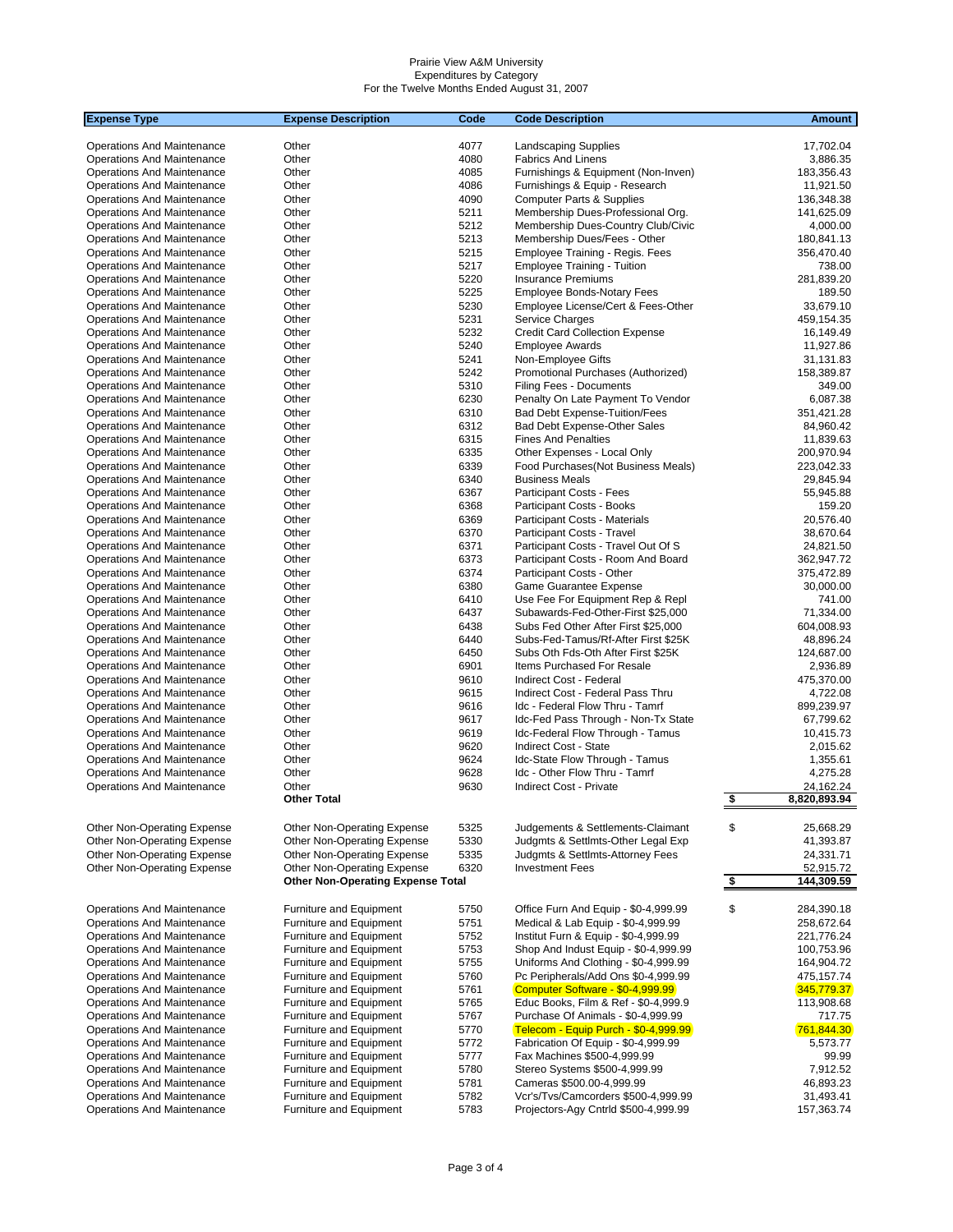Prairie View A&M University
Expenditures by Category
For the Twelve Months Ended August 31, 2007

| Expense Type | Expense Description | Code | Code Description | | Amount |
|---|---|---|---|---|---|
| Operations And Maintenance | Other | 4077 | Landscaping Supplies | | 17,702.04 |
| Operations And Maintenance | Other | 4080 | Fabrics And Linens | | 3,886.35 |
| Operations And Maintenance | Other | 4085 | Furnishings & Equipment (Non-Inven) | | 183,356.43 |
| Operations And Maintenance | Other | 4086 | Furnishings & Equip - Research | | 11,921.50 |
| Operations And Maintenance | Other | 4090 | Computer Parts & Supplies | | 136,348.38 |
| Operations And Maintenance | Other | 5211 | Membership Dues-Professional Org. | | 141,625.09 |
| Operations And Maintenance | Other | 5212 | Membership Dues-Country Club/Civic | | 4,000.00 |
| Operations And Maintenance | Other | 5213 | Membership Dues/Fees - Other | | 180,841.13 |
| Operations And Maintenance | Other | 5215 | Employee Training - Regis. Fees | | 356,470.40 |
| Operations And Maintenance | Other | 5217 | Employee Training - Tuition | | 738.00 |
| Operations And Maintenance | Other | 5220 | Insurance Premiums | | 281,839.20 |
| Operations And Maintenance | Other | 5225 | Employee Bonds-Notary Fees | | 189.50 |
| Operations And Maintenance | Other | 5230 | Employee License/Cert & Fees-Other | | 33,679.10 |
| Operations And Maintenance | Other | 5231 | Service Charges | | 459,154.35 |
| Operations And Maintenance | Other | 5232 | Credit Card Collection Expense | | 16,149.49 |
| Operations And Maintenance | Other | 5240 | Employee Awards | | 11,927.86 |
| Operations And Maintenance | Other | 5241 | Non-Employee Gifts | | 31,131.83 |
| Operations And Maintenance | Other | 5242 | Promotional Purchases (Authorized) | | 158,389.87 |
| Operations And Maintenance | Other | 5310 | Filing Fees - Documents | | 349.00 |
| Operations And Maintenance | Other | 6230 | Penalty On Late Payment To Vendor | | 6,087.38 |
| Operations And Maintenance | Other | 6310 | Bad Debt Expense-Tuition/Fees | | 351,421.28 |
| Operations And Maintenance | Other | 6312 | Bad Debt Expense-Other Sales | | 84,960.42 |
| Operations And Maintenance | Other | 6315 | Fines And Penalties | | 11,839.63 |
| Operations And Maintenance | Other | 6335 | Other Expenses - Local Only | | 200,970.94 |
| Operations And Maintenance | Other | 6339 | Food Purchases(Not Business Meals) | | 223,042.33 |
| Operations And Maintenance | Other | 6340 | Business Meals | | 29,845.94 |
| Operations And Maintenance | Other | 6367 | Participant Costs - Fees | | 55,945.88 |
| Operations And Maintenance | Other | 6368 | Participant Costs - Books | | 159.20 |
| Operations And Maintenance | Other | 6369 | Participant Costs - Materials | | 20,576.40 |
| Operations And Maintenance | Other | 6370 | Participant Costs - Travel | | 38,670.64 |
| Operations And Maintenance | Other | 6371 | Participant Costs - Travel Out Of S | | 24,821.50 |
| Operations And Maintenance | Other | 6373 | Participant Costs - Room And Board | | 362,947.72 |
| Operations And Maintenance | Other | 6374 | Participant Costs - Other | | 375,472.89 |
| Operations And Maintenance | Other | 6380 | Game Guarantee Expense | | 30,000.00 |
| Operations And Maintenance | Other | 6410 | Use Fee For Equipment Rep & Repl | | 741.00 |
| Operations And Maintenance | Other | 6437 | Subawards-Fed-Other-First $25,000 | | 71,334.00 |
| Operations And Maintenance | Other | 6438 | Subs Fed Other After First $25,000 | | 604,008.93 |
| Operations And Maintenance | Other | 6440 | Subs-Fed-Tamus/Rf-After First $25K | | 48,896.24 |
| Operations And Maintenance | Other | 6450 | Subs Oth Fds-Oth After First $25K | | 124,687.00 |
| Operations And Maintenance | Other | 6901 | Items Purchased For Resale | | 2,936.89 |
| Operations And Maintenance | Other | 9610 | Indirect Cost - Federal | | 475,370.00 |
| Operations And Maintenance | Other | 9615 | Indirect Cost - Federal Pass Thru | | 4,722.08 |
| Operations And Maintenance | Other | 9616 | Idc - Federal Flow Thru - Tamrf | | 899,239.97 |
| Operations And Maintenance | Other | 9617 | Idc-Fed Pass Through - Non-Tx State | | 67,799.62 |
| Operations And Maintenance | Other | 9619 | Idc-Federal Flow Through - Tamus | | 10,415.73 |
| Operations And Maintenance | Other | 9620 | Indirect Cost - State | | 2,015.62 |
| Operations And Maintenance | Other | 9624 | Idc-State Flow Through - Tamus | | 1,355.61 |
| Operations And Maintenance | Other | 9628 | Idc - Other Flow Thru - Tamrf | | 4,275.28 |
| Operations And Maintenance | Other | 9630 | Indirect Cost - Private | | 24,162.24 |
| | **Other Total** | | | **$** | **8,820,893.94** |
| | | | | | |
| Other Non-Operating Expense | Other Non-Operating Expense | 5325 | Judgements & Settlements-Claimant | $ | 25,668.29 |
| Other Non-Operating Expense | Other Non-Operating Expense | 5330 | Judgmts & Settlmts-Other Legal Exp | | 41,393.87 |
| Other Non-Operating Expense | Other Non-Operating Expense | 5335 | Judgmts & Settlmts-Attorney Fees | | 24,331.71 |
| Other Non-Operating Expense | Other Non-Operating Expense | 6320 | Investment Fees | | 52,915.72 |
| | **Other Non-Operating Expense Total** | | | **$** | **144,309.59** |
| | | | | | |
| Operations And Maintenance | Furniture and Equipment | 5750 | Office Furn And Equip - $0-4,999.99 | $ | 284,390.18 |
| Operations And Maintenance | Furniture and Equipment | 5751 | Medical & Lab Equip - $0-4,999.99 | | 258,672.64 |
| Operations And Maintenance | Furniture and Equipment | 5752 | Institut Furn & Equip - $0-4,999.99 | | 221,776.24 |
| Operations And Maintenance | Furniture and Equipment | 5753 | Shop And Indust Equip - $0-4,999.99 | | 100,753.96 |
| Operations And Maintenance | Furniture and Equipment | 5755 | Uniforms And Clothing - $0-4,999.99 | | 164,904.72 |
| Operations And Maintenance | Furniture and Equipment | 5760 | Pc Peripherals/Add Ons $0-4,999.99 | | 475,157.74 |
| Operations And Maintenance | Furniture and Equipment | 5761 | Computer Software - $0-4,999.99 | | 345,779.37 |
| Operations And Maintenance | Furniture and Equipment | 5765 | Educ Books, Film & Ref - $0-4,999.9 | | 113,908.68 |
| Operations And Maintenance | Furniture and Equipment | 5767 | Purchase Of Animals - $0-4,999.99 | | 717.75 |
| Operations And Maintenance | Furniture and Equipment | 5770 | Telecom - Equip Purch - $0-4,999.99 | | 761,844.30 |
| Operations And Maintenance | Furniture and Equipment | 5772 | Fabrication Of Equip - $0-4,999.99 | | 5,573.77 |
| Operations And Maintenance | Furniture and Equipment | 5777 | Fax Machines $500-4,999.99 | | 99.99 |
| Operations And Maintenance | Furniture and Equipment | 5780 | Stereo Systems $500-4,999.99 | | 7,912.52 |
| Operations And Maintenance | Furniture and Equipment | 5781 | Cameras $500.00-4,999.99 | | 46,893.23 |
| Operations And Maintenance | Furniture and Equipment | 5782 | Vcr's/Tvs/Camcorders $500-4,999.99 | | 31,493.41 |
| Operations And Maintenance | Furniture and Equipment | 5783 | Projectors-Agy Cntrld $500-4,999.99 | | 157,363.74 |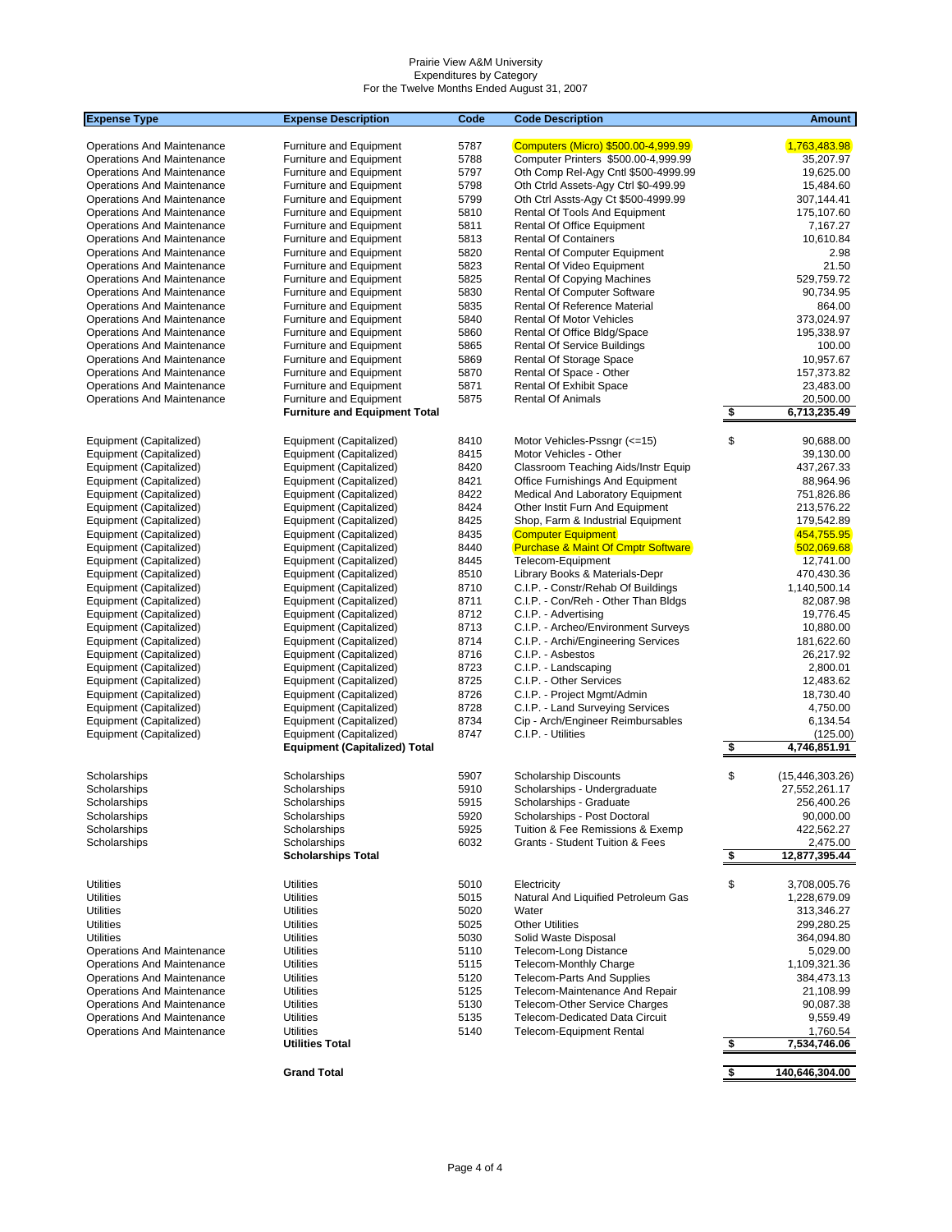Prairie View A&M University
Expenditures by Category
For the Twelve Months Ended August 31, 2007

| Expense Type | Expense Description | Code | Code Description | | Amount |
|---|---|---|---|---|---|
| Operations And Maintenance | Furniture and Equipment | 5787 | Computers (Micro) $500.00-4,999.99 | | 1,763,483.98 |
| Operations And Maintenance | Furniture and Equipment | 5788 | Computer Printers $500.00-4,999.99 | | 35,207.97 |
| Operations And Maintenance | Furniture and Equipment | 5797 | Oth Comp Rel-Agy Cntl $500-4999.99 | | 19,625.00 |
| Operations And Maintenance | Furniture and Equipment | 5798 | Oth Ctrld Assets-Agy Ctrl $0-499.99 | | 15,484.60 |
| Operations And Maintenance | Furniture and Equipment | 5799 | Oth Ctrl Assts-Agy Ct $500-4999.99 | | 307,144.41 |
| Operations And Maintenance | Furniture and Equipment | 5810 | Rental Of Tools And Equipment | | 175,107.60 |
| Operations And Maintenance | Furniture and Equipment | 5811 | Rental Of Office Equipment | | 7,167.27 |
| Operations And Maintenance | Furniture and Equipment | 5813 | Rental Of Containers | | 10,610.84 |
| Operations And Maintenance | Furniture and Equipment | 5820 | Rental Of Computer Equipment | | 2.98 |
| Operations And Maintenance | Furniture and Equipment | 5823 | Rental Of Video Equipment | | 21.50 |
| Operations And Maintenance | Furniture and Equipment | 5825 | Rental Of Copying Machines | | 529,759.72 |
| Operations And Maintenance | Furniture and Equipment | 5830 | Rental Of Computer Software | | 90,734.95 |
| Operations And Maintenance | Furniture and Equipment | 5835 | Rental Of Reference Material | | 864.00 |
| Operations And Maintenance | Furniture and Equipment | 5840 | Rental Of Motor Vehicles | | 373,024.97 |
| Operations And Maintenance | Furniture and Equipment | 5860 | Rental Of Office Bldg/Space | | 195,338.97 |
| Operations And Maintenance | Furniture and Equipment | 5865 | Rental Of Service Buildings | | 100.00 |
| Operations And Maintenance | Furniture and Equipment | 5869 | Rental Of Storage Space | | 10,957.67 |
| Operations And Maintenance | Furniture and Equipment | 5870 | Rental Of Space - Other | | 157,373.82 |
| Operations And Maintenance | Furniture and Equipment | 5871 | Rental Of Exhibit Space | | 23,483.00 |
| Operations And Maintenance | Furniture and Equipment | 5875 | Rental Of Animals | | 20,500.00 |
| | **Furniture and Equipment Total** | | | **$** | **6,713,235.49** |
| Equipment (Capitalized) | Equipment (Capitalized) | 8410 | Motor Vehicles-Pssngr (<=15) | $ | 90,688.00 |
| Equipment (Capitalized) | Equipment (Capitalized) | 8415 | Motor Vehicles - Other | | 39,130.00 |
| Equipment (Capitalized) | Equipment (Capitalized) | 8420 | Classroom Teaching Aids/Instr Equip | | 437,267.33 |
| Equipment (Capitalized) | Equipment (Capitalized) | 8421 | Office Furnishings And Equipment | | 88,964.96 |
| Equipment (Capitalized) | Equipment (Capitalized) | 8422 | Medical And Laboratory Equipment | | 751,826.86 |
| Equipment (Capitalized) | Equipment (Capitalized) | 8424 | Other Instit Furn And Equipment | | 213,576.22 |
| Equipment (Capitalized) | Equipment (Capitalized) | 8425 | Shop, Farm & Industrial Equipment | | 179,542.89 |
| Equipment (Capitalized) | Equipment (Capitalized) | 8435 | Computer Equipment | | 454,755.95 |
| Equipment (Capitalized) | Equipment (Capitalized) | 8440 | Purchase & Maint Of Cmptr Software | | 502,069.68 |
| Equipment (Capitalized) | Equipment (Capitalized) | 8445 | Telecom-Equipment | | 12,741.00 |
| Equipment (Capitalized) | Equipment (Capitalized) | 8510 | Library Books & Materials-Depr | | 470,430.36 |
| Equipment (Capitalized) | Equipment (Capitalized) | 8710 | C.I.P. - Constr/Rehab Of Buildings | | 1,140,500.14 |
| Equipment (Capitalized) | Equipment (Capitalized) | 8711 | C.I.P. - Con/Reh - Other Than Bldgs | | 82,087.98 |
| Equipment (Capitalized) | Equipment (Capitalized) | 8712 | C.I.P. - Advertising | | 19,776.45 |
| Equipment (Capitalized) | Equipment (Capitalized) | 8713 | C.I.P. - Archeo/Environment Surveys | | 10,880.00 |
| Equipment (Capitalized) | Equipment (Capitalized) | 8714 | C.I.P. - Archi/Engineering Services | | 181,622.60 |
| Equipment (Capitalized) | Equipment (Capitalized) | 8716 | C.I.P. - Asbestos | | 26,217.92 |
| Equipment (Capitalized) | Equipment (Capitalized) | 8723 | C.I.P. - Landscaping | | 2,800.01 |
| Equipment (Capitalized) | Equipment (Capitalized) | 8725 | C.I.P. - Other Services | | 12,483.62 |
| Equipment (Capitalized) | Equipment (Capitalized) | 8726 | C.I.P. - Project Mgmt/Admin | | 18,730.40 |
| Equipment (Capitalized) | Equipment (Capitalized) | 8728 | C.I.P. - Land Surveying Services | | 4,750.00 |
| Equipment (Capitalized) | Equipment (Capitalized) | 8734 | Cip - Arch/Engineer Reimbursables | | 6,134.54 |
| Equipment (Capitalized) | Equipment (Capitalized) | 8747 | C.I.P. - Utilities | | (125.00) |
| | **Equipment (Capitalized) Total** | | | **$** | **4,746,851.91** |
| Scholarships | Scholarships | 5907 | Scholarship Discounts | $ | (15,446,303.26) |
| Scholarships | Scholarships | 5910 | Scholarships - Undergraduate | | 27,552,261.17 |
| Scholarships | Scholarships | 5915 | Scholarships - Graduate | | 256,400.26 |
| Scholarships | Scholarships | 5920 | Scholarships - Post Doctoral | | 90,000.00 |
| Scholarships | Scholarships | 5925 | Tuition & Fee Remissions & Exemp | | 422,562.27 |
| Scholarships | Scholarships | 6032 | Grants - Student Tuition & Fees | | 2,475.00 |
| | **Scholarships Total** | | | **$** | **12,877,395.44** |
| Utilities | Utilities | 5010 | Electricity | $ | 3,708,005.76 |
| Utilities | Utilities | 5015 | Natural And Liquified Petroleum Gas | | 1,228,679.09 |
| Utilities | Utilities | 5020 | Water | | 313,346.27 |
| Utilities | Utilities | 5025 | Other Utilities | | 299,280.25 |
| Utilities | Utilities | 5030 | Solid Waste Disposal | | 364,094.80 |
| Operations And Maintenance | Utilities | 5110 | Telecom-Long Distance | | 5,029.00 |
| Operations And Maintenance | Utilities | 5115 | Telecom-Monthly Charge | | 1,109,321.36 |
| Operations And Maintenance | Utilities | 5120 | Telecom-Parts And Supplies | | 384,473.13 |
| Operations And Maintenance | Utilities | 5125 | Telecom-Maintenance And Repair | | 21,108.99 |
| Operations And Maintenance | Utilities | 5130 | Telecom-Other Service Charges | | 90,087.38 |
| Operations And Maintenance | Utilities | 5135 | Telecom-Dedicated Data Circuit | | 9,559.49 |
| Operations And Maintenance | Utilities | 5140 | Telecom-Equipment Rental | | 1,760.54 |
| | **Utilities Total** | | | **$** | **7,534,746.06** |
| | **Grand Total** | | | **$** | **140,646,304.00** |